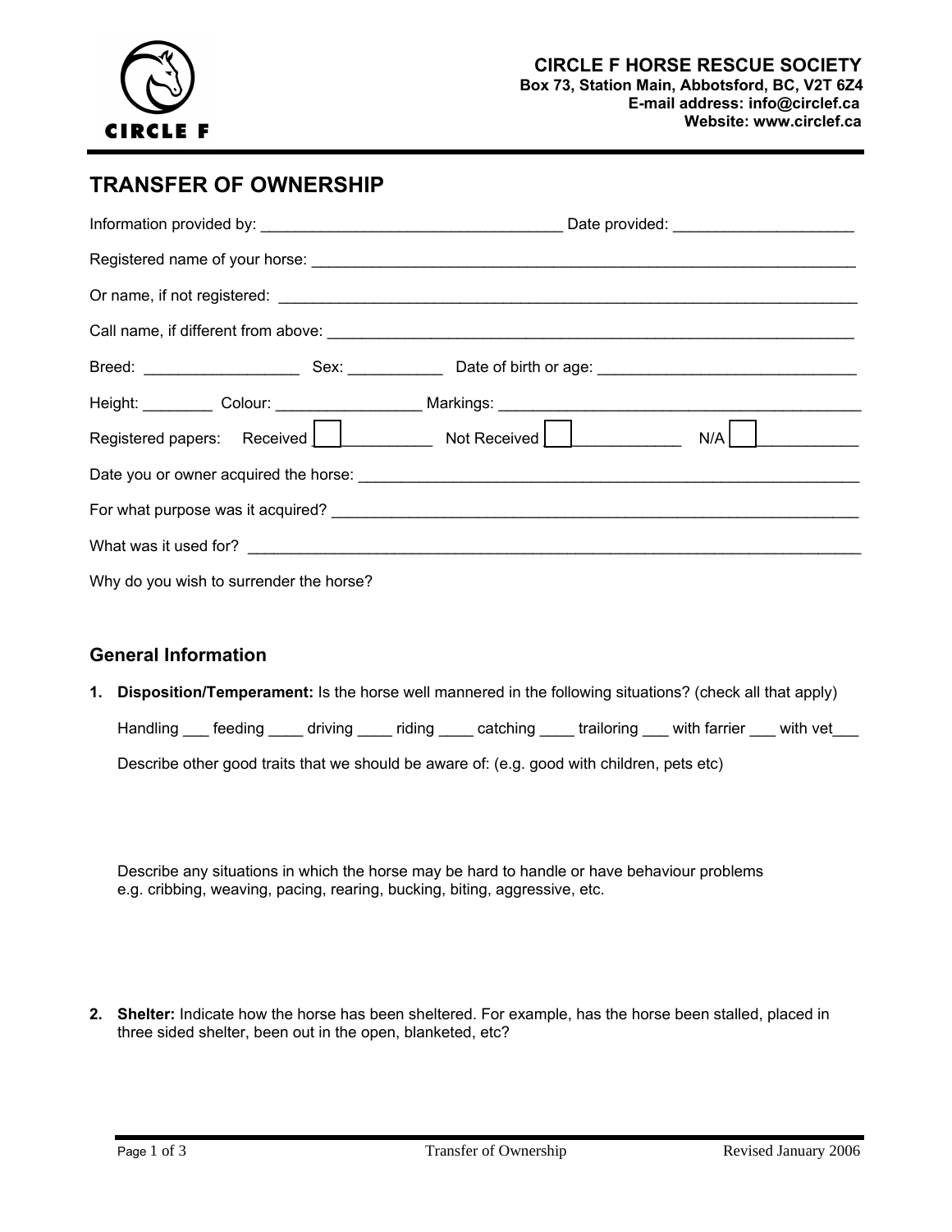**CIRCLE F HORSE RESCUE SOCIETY**
**Box 73, Station Main, Abbotsford, BC, V2T 6Z4**
**E-mail address: info@circlef.ca**
**Website: www.circlef.ca**

# TRANSFER OF OWNERSHIP

Information provided by: ___________________________________ Date provided: ____________________

Registered name of your horse: _________________________________________________________________

Or name, if not registered: ____________________________________________________________________

Call name, if different from above: _____________________________________________________________

Breed: __________________ Sex: ___________ Date of birth or age: ______________________________

Height: ________ Colour: _________________ Markings: __________________________________________

Registered papers: Received ☐ ___________ Not Received ☐ _____________ N/A ☐ ____________

Date you or owner acquired the horse: ___________________________________________________________

For what purpose was it acquired? ______________________________________________________________

What was it used for? ________________________________________________________________________

Why do you wish to surrender the horse?

## General Information

1. **Disposition/Temperament:** Is the horse well mannered in the following situations? (check all that apply)

   Handling ___ feeding ____ driving ____ riding ____ catching ____ trailoring ___ with farrier ___ with vet___

   Describe other good traits that we should be aware of: (e.g. good with children, pets etc)

   Describe any situations in which the horse may be hard to handle or have behaviour problems
   e.g. cribbing, weaving, pacing, rearing, bucking, biting, aggressive, etc.

2. **Shelter:** Indicate how the horse has been sheltered. For example, has the horse been stalled, placed in three sided shelter, been out in the open, blanketed, etc?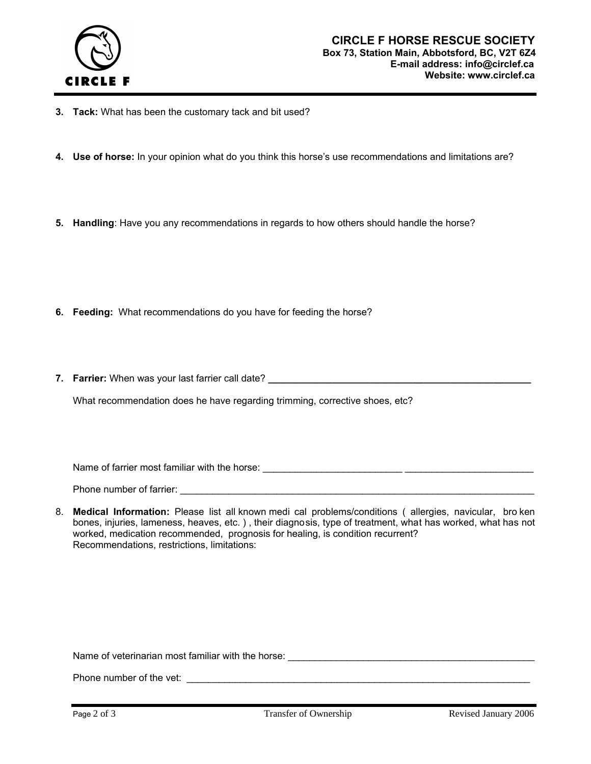**CIRCLE F HORSE RESCUE SOCIETY**
**Box 73, Station Main, Abbotsford, BC, V2T 6Z4**
**E-mail address: info@circlef.ca**
**Website: www.circlef.ca**

3. **Tack:** What has been the customary tack and bit used?

4. **Use of horse:** In your opinion what do you think this horse's use recommendations and limitations are?

5. **Handling**: Have you any recommendations in regards to how others should handle the horse?

6. **Feeding:** What recommendations do you have for feeding the horse?

7. **Farrier:** When was your last farrier call date? ___________________________________________

   What recommendation does he have regarding trimming, corrective shoes, etc?

   Name of farrier most familiar with the horse: _________________________ _______________________

   Phone number of farrier: ____________________________________________________________________

8. **Medical Information:** Please list all known medical problems/conditions ( allergies, navicular, broken bones, injuries, lameness, heaves, etc. ) , their diagnosis, type of treatment, what has worked, what has not worked, medication recommended, prognosis for healing, is condition recurrent?
   Recommendations, restrictions, limitations:

   Name of veterinarian most familiar with the horse: ______________________________________________

   Phone number of the vet: ___________________________________________________________________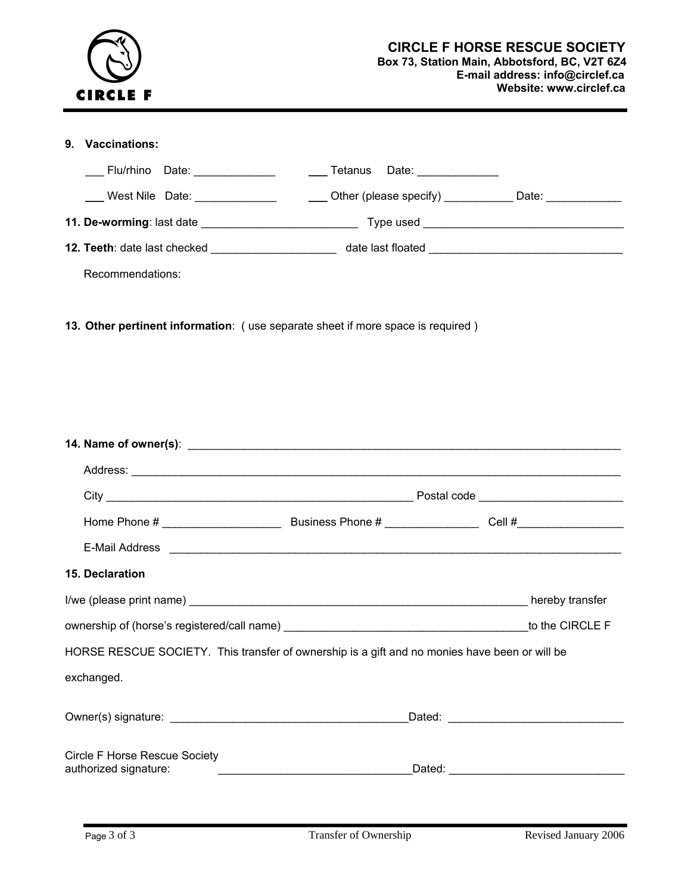**CIRCLE F HORSE RESCUE SOCIETY**
**Box 73, Station Main, Abbotsford, BC, V2T 6Z4**
**E-mail address: info@circlef.ca**
**Website: www.circlef.ca**

**9. Vaccinations:**

___ Flu/rhino Date: _____________ ___ Tetanus Date: _____________

___ West Nile Date: _____________ ___ Other (please specify) ___________ Date: ____________

**11. De-worming**: last date _________________________ Type used ________________________________

**12. Teeth**: date last checked ____________________ date last floated _______________________________

Recommendations:

**13. Other pertinent information**: ( use separate sheet if more space is required )

**14. Name of owner(s)**: _______________________________________________________________________

Address: ________________________________________________________________________________

City __________________________________________________ Postal code _______________________

Home Phone # ___________________ Business Phone # _______________ Cell #_________________

E-Mail Address ___________________________________________________________________________

**15. Declaration**

I/we (please print name) ________________________________________________________ hereby transfer ownership of (horse's registered/call name) ______________________________________to the CIRCLE F HORSE RESCUE SOCIETY. This transfer of ownership is a gift and no monies have been or will be exchanged.

Owner(s) signature: _____________________________________Dated: ___________________________

Circle F Horse Rescue Society
authorized signature: ______________________________Dated: ___________________________

Transfer of Ownership

Revised January 2006